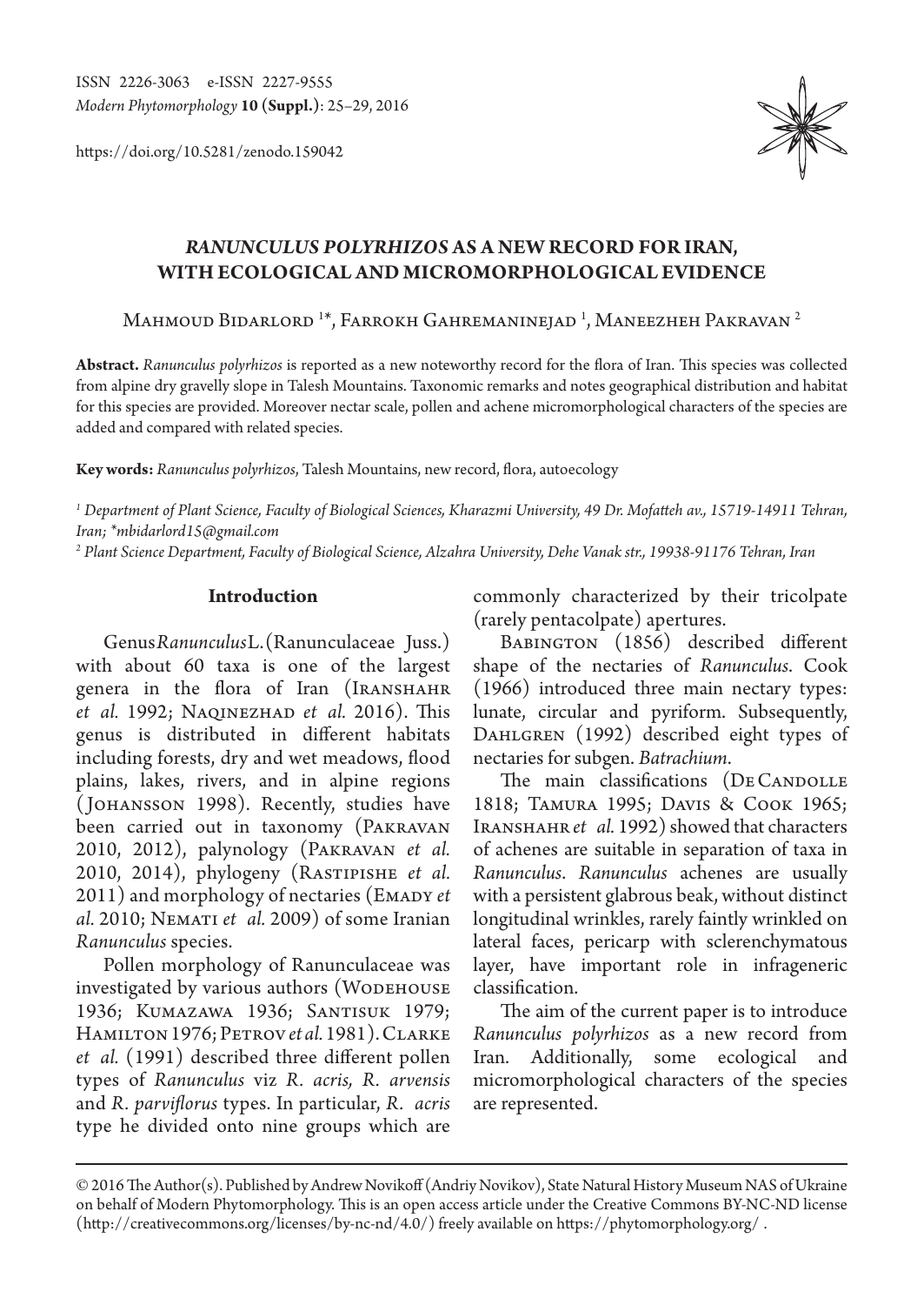ISSN 2226-3063 e-ISSN 2227-9555
*Modern Phytomorphology* **10 (Suppl.)**: 25–29, 2016

https://doi.org/10.5281/zenodo.159042

# *RANUNCULUS POLYRHIZOS* AS A NEW RECORD FOR IRAN, WITH ECOLOGICAL AND MICROMORPHOLOGICAL EVIDENCE

Mahmoud Bidarlord [1]*, Farrokh Gahremaninejad [1], Maneezheh Pakravan [2]

**Abstract.** *Ranunculus polyrhizos* is reported as a new noteworthy record for the flora of Iran. This species was collected from alpine dry gravelly slope in Talesh Mountains. Taxonomic remarks and notes geographical distribution and habitat for this species are provided. Moreover nectar scale, pollen and achene micromorphological characters of the species are added and compared with related species.

**Key words:** *Ranunculus polyrhizos*, Talesh Mountains, new record, flora, autoecology

[1] *Department of Plant Science, Faculty of Biological Sciences, Kharazmi University, 49 Dr. Mofatteh av., 15719-14911 Tehran, Iran; \*mbidarlord15@gmail.com*

[2] *Plant Science Department, Faculty of Biological Science, Alzahra University, Dehe Vanak str., 19938-91176 Tehran, Iran*

## Introduction

Genus *Ranunculus* L. (Ranunculaceae Juss.) with about 60 taxa is one of the largest genera in the flora of Iran (Iranshahr *et al.* 1992; Naqinezhad *et al.* 2016). This genus is distributed in different habitats including forests, dry and wet meadows, flood plains, lakes, rivers, and in alpine regions (Johansson 1998). Recently, studies have been carried out in taxonomy (Pakravan 2010, 2012), palynology (Pakravan *et al.* 2010, 2014), phylogeny (Rastipishe *et al.* 2011) and morphology of nectaries (Emady *et al.* 2010; Nemati *et al.* 2009) of some Iranian *Ranunculus* species.

Pollen morphology of Ranunculaceae was investigated by various authors (Wodehouse 1936; Kumazawa 1936; Santisuk 1979; Hamilton 1976; Petrov *et al.* 1981). Clarke *et al.* (1991) described three different pollen types of *Ranunculus* viz *R. acris, R. arvensis* and *R. parviflorus* types. In particular, *R. acris* type he divided onto nine groups which are commonly characterized by their tricolpate (rarely pentacolpate) apertures.

Babington (1856) described different shape of the nectaries of *Ranunculus*. Cook (1966) introduced three main nectary types: lunate, circular and pyriform. Subsequently, Dahlgren (1992) described eight types of nectaries for subgen. *Batrachium*.

The main classifications (De Candolle 1818; Tamura 1995; Davis & Cook 1965; Iranshahr *et al.* 1992) showed that characters of achenes are suitable in separation of taxa in *Ranunculus*. *Ranunculus* achenes are usually with a persistent glabrous beak, without distinct longitudinal wrinkles, rarely faintly wrinkled on lateral faces, pericarp with sclerenchymatous layer, have important role in infrageneric classification.

The aim of the current paper is to introduce *Ranunculus polyrhizos* as a new record from Iran. Additionally, some ecological and micromorphological characters of the species are represented.

© 2016 The Author(s). Published by Andrew Novikoff (Andriy Novikov), State Natural History Museum NAS of Ukraine on behalf of Modern Phytomorphology. This is an open access article under the Creative Commons BY-NC-ND license (http://creativecommons.org/licenses/by-nc-nd/4.0/) freely available on https://phytomorphology.org/ .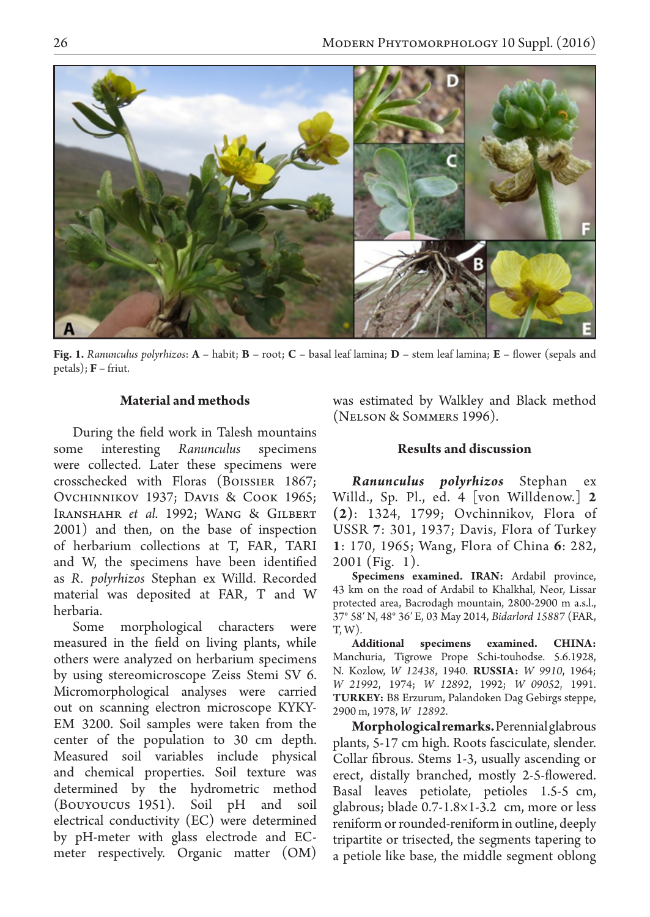**Fig. 1.** *Ranunculus polyrhizos*: **A** – habit; **B** – root; **C** – basal leaf lamina; **D** – stem leaf lamina; **E** – flower (sepals and petals); **F** – friut.

## Material and methods

During the field work in Talesh mountains some interesting *Ranunculus* specimens were collected. Later these specimens were crosschecked with Floras (Boissier 1867; Ovchinnikov 1937; Davis & Cook 1965; Iranshahr *et al.* 1992; Wang & Gilbert 2001) and then, on the base of inspection of herbarium collections at T, FAR, TARI and W, the specimens have been identified as *R. polyrhizos* Stephan ex Willd. Recorded material was deposited at FAR, T and W herbaria.

Some morphological characters were measured in the field on living plants, while others were analyzed on herbarium specimens by using stereomicroscope Zeiss Stemi SV 6. Micromorphological analyses were carried out on scanning electron microscope KYKY-EM 3200. Soil samples were taken from the center of the population to 30 cm depth. Measured soil variables include physical and chemical properties. Soil texture was determined by the hydrometric method (Bouyoucus 1951). Soil pH and soil electrical conductivity (EC) were determined by pH-meter with glass electrode and EC-meter respectively. Organic matter (OM) was estimated by Walkley and Black method (Nelson & Sommers 1996).

## Results and discussion

***Ranunculus polyrhizos*** Stephan ex Willd., Sp. Pl., ed. 4 [von Willdenow.] **2** (**2**): 1324, 1799; Ovchinnikov, Flora of USSR **7**: 301, 1937; Davis, Flora of Turkey **1**: 170, 1965; Wang, Flora of China **6**: 282, 2001 (Fig. 1).

**Specimens examined. IRAN:** Ardabil province, 43 km on the road of Ardabil to Khalkhal, Neor, Lissar protected area, Bacrodagh mountain, 2800-2900 m a.s.l., 37° 58′ N, 48° 36′ E, 03 May 2014, *Bidarlord 15887* (FAR, T, W).

**Additional specimens examined. CHINA:** Manchuria, Tigrowe Prope Schi-touhodse. 5.6.1928, N. Kozlow, *W 12438*, 1940. **RUSSIA:** *W 9910*, 1964; *W 21992*, 1974; *W 12892*, 1992; *W 09052*, 1991. **TURKEY:** B8 Erzurum, Palandoken Dag Gebirgs steppe, 2900 m, 1978, *W 12892*.

**Morphological remarks.** Perennial glabrous plants, 5-17 cm high. Roots fasciculate, slender. Collar fibrous. Stems 1-3, usually ascending or erect, distally branched, mostly 2-5-flowered. Basal leaves petiolate, petioles 1.5-5 cm, glabrous; blade 0.7-1.8×1-3.2 cm, more or less reniform or rounded-reniform in outline, deeply tripartite or trisected, the segments tapering to a petiole like base, the middle segment oblong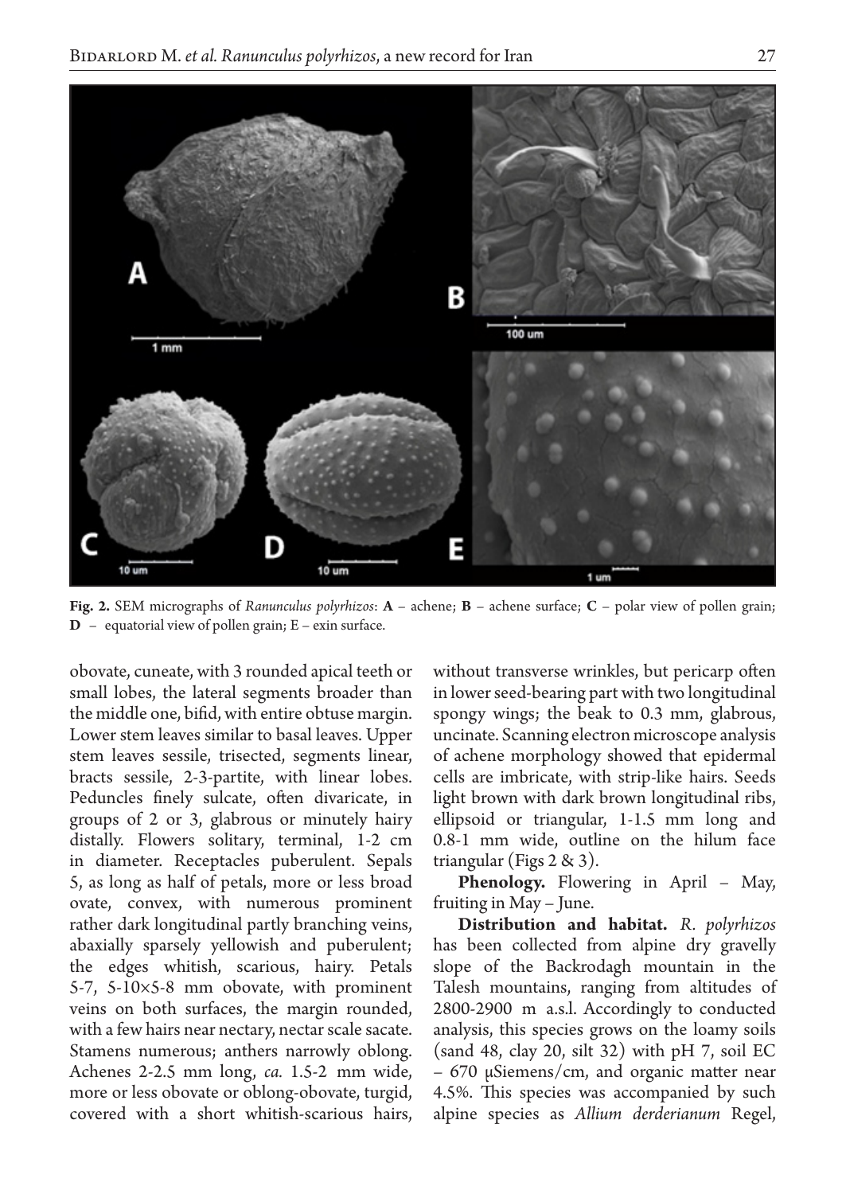**Fig. 2.** SEM micrographs of *Ranunculus polyrhizos*: **A** – achene; **B** – achene surface; **C** – polar view of pollen grain; **D** – equatorial view of pollen grain; E – exin surface.

obovate, cuneate, with 3 rounded apical teeth or small lobes, the lateral segments broader than the middle one, bifid, with entire obtuse margin. Lower stem leaves similar to basal leaves. Upper stem leaves sessile, trisected, segments linear, bracts sessile, 2-3-partite, with linear lobes. Peduncles finely sulcate, often divaricate, in groups of 2 or 3, glabrous or minutely hairy distally. Flowers solitary, terminal, 1-2 cm in diameter. Receptacles puberulent. Sepals 5, as long as half of petals, more or less broad ovate, convex, with numerous prominent rather dark longitudinal partly branching veins, abaxially sparsely yellowish and puberulent; the edges whitish, scarious, hairy. Petals 5-7, 5-10×5-8 mm obovate, with prominent veins on both surfaces, the margin rounded, with a few hairs near nectary, nectar scale sacate. Stamens numerous; anthers narrowly oblong. Achenes 2-2.5 mm long, *ca.* 1.5-2 mm wide, more or less obovate or oblong-obovate, turgid, covered with a short whitish-scarious hairs, without transverse wrinkles, but pericarp often in lower seed-bearing part with two longitudinal spongy wings; the beak to 0.3 mm, glabrous, uncinate. Scanning electron microscope analysis of achene morphology showed that epidermal cells are imbricate, with strip-like hairs. Seeds light brown with dark brown longitudinal ribs, ellipsoid or triangular, 1-1.5 mm long and 0.8-1 mm wide, outline on the hilum face triangular (Figs 2 & 3).

**Phenology.** Flowering in April – May, fruiting in May – June.

**Distribution and habitat.** *R. polyrhizos* has been collected from alpine dry gravelly slope of the Backrodagh mountain in the Talesh mountains, ranging from altitudes of 2800-2900 m a.s.l. Accordingly to conducted analysis, this species grows on the loamy soils (sand 48, clay 20, silt 32) with pH 7, soil EC – 670 μSiemens/cm, and organic matter near 4.5%. This species was accompanied by such alpine species as *Allium derderianum* Regel,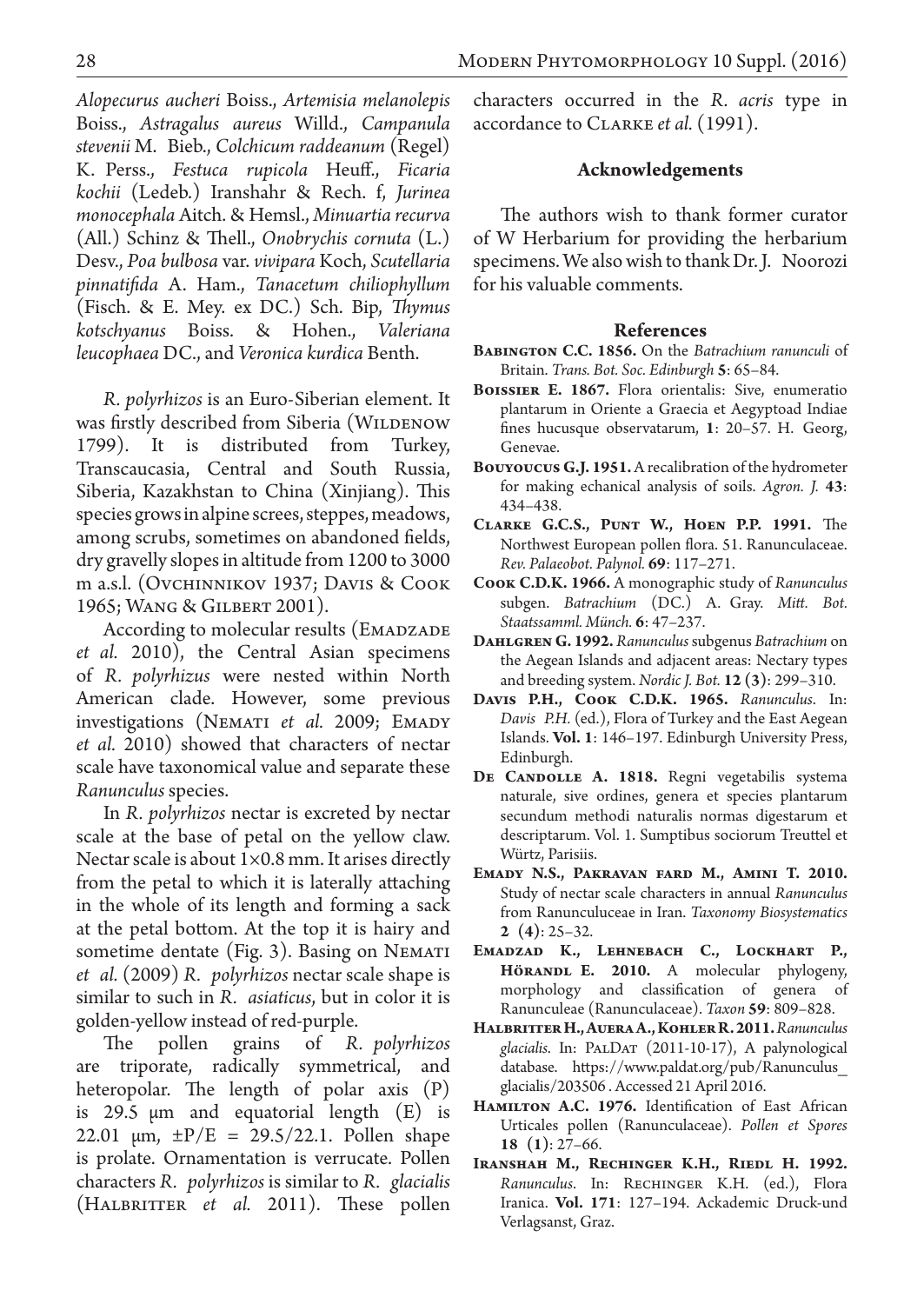*Alopecurus aucheri* Boiss., *Artemisia melanolepis* Boiss., *Astragalus aureus* Willd., *Campanula stevenii* M. Bieb., *Colchicum raddeanum* (Regel) K. Perss., *Festuca rupicola* Heuff., *Ficaria kochii* (Ledeb.) Iranshahr & Rech. f, *Jurinea monocephala* Aitch. & Hemsl., *Minuartia recurva* (All.) Schinz & Thell., *Onobrychis cornuta* (L.) Desv., *Poa bulbosa* var. *vivipara* Koch, *Scutellaria pinnatifida* A. Ham., *Tanacetum chiliophyllum* (Fisch. & E. Mey. ex DC.) Sch. Bip, *Thymus kotschyanus* Boiss. & Hohen., *Valeriana leucophaea* DC., and *Veronica kurdica* Benth.

*R. polyrhizos* is an Euro-Siberian element. It was firstly described from Siberia (Wildenow 1799). It is distributed from Turkey, Transcaucasia, Central and South Russia, Siberia, Kazakhstan to China (Xinjiang). This species grows in alpine screes, steppes, meadows, among scrubs, sometimes on abandoned fields, dry gravelly slopes in altitude from 1200 to 3000 m a.s.l. (Ovchinnikov 1937; Davis & Cook 1965; Wang & Gilbert 2001).

According to molecular results (Emadzade *et al.* 2010), the Central Asian specimens of *R. polyrhizus* were nested within North American clade. However, some previous investigations (Nemati *et al.* 2009; Emady *et al.* 2010) showed that characters of nectar scale have taxonomical value and separate these *Ranunculus* species.

In *R. polyrhizos* nectar is excreted by nectar scale at the base of petal on the yellow claw. Nectar scale is about 1×0.8 mm. It arises directly from the petal to which it is laterally attaching in the whole of its length and forming a sack at the petal bottom. At the top it is hairy and sometime dentate (Fig. 3). Basing on Nemati *et al.* (2009) *R. polyrhizos* nectar scale shape is similar to such in *R. asiaticus*, but in color it is golden-yellow instead of red-purple.

The pollen grains of *R. polyrhizos* are triporate, radically symmetrical, and heteropolar. The length of polar axis (P) is 29.5 μm and equatorial length (E) is 22.01 μm, ±P/E = 29.5/22.1. Pollen shape is prolate. Ornamentation is verrucate. Pollen characters *R. polyrhizos* is similar to *R. glacialis* (Halbritter *et al.* 2011). These pollen characters occurred in the *R. acris* type in accordance to Clarke *et al.* (1991).

## Acknowledgements

The authors wish to thank former curator of W Herbarium for providing the herbarium specimens. We also wish to thank Dr. J. Noorozi for his valuable comments.

## References

**Babington C.C. 1856.** On the *Batrachium ranunculi* of Britain. *Trans. Bot. Soc. Edinburgh* **5**: 65–84.

**Boissier E. 1867.** Flora orientalis: Sive, enumeratio plantarum in Oriente a Graecia et Aegyptoad Indiae fines hucusque observatarum, **1**: 20–57. H. Georg, Genevae.

**Bouyoucus G.J. 1951.** A recalibration of the hydrometer for making echanical analysis of soils. *Agron. J.* **43**: 434–438.

**Clarke G.C.S., Punt W., Hoen P.P. 1991.** The Northwest European pollen flora. 51. Ranunculaceae. *Rev. Palaeobot. Palynol.* **69**: 117–271.

**Cook C.D.K. 1966.** A monographic study of *Ranunculus* subgen. *Batrachium* (DC.) A. Gray. *Mitt. Bot. Staatssamml. Münch.* **6**: 47–237.

**Dahlgren G. 1992.** *Ranunculus* subgenus *Batrachium* on the Aegean Islands and adjacent areas: Nectary types and breeding system. *Nordic J. Bot.* **12 (3)**: 299–310.

**Davis P.H., Cook C.D.K. 1965.** *Ranunculus*. In: *Davis P.H.* (ed.), Flora of Turkey and the East Aegean Islands. **Vol. 1**: 146–197. Edinburgh University Press, Edinburgh.

**De Candolle A. 1818.** Regni vegetabilis systema naturale, sive ordines, genera et species plantarum secundum methodi naturalis normas digestarum et descriptarum. Vol. 1. Sumptibus sociorum Treuttel et Würtz, Parisiis.

**Emady N.S., Pakravan fard M., Amini T. 2010.** Study of nectar scale characters in annual *Ranunculus* from Ranunculuceae in Iran. *Taxonomy Biosystematics* **2 (4)**: 25–32.

**Emadzad K., Lehnebach C., Lockhart P., Hörandl E. 2010.** A molecular phylogeny, morphology and classification of genera of Ranunculeae (Ranunculaceae). *Taxon* **59**: 809–828.

**Halbritter H., Auera A., Kohler R. 2011.** *Ranunculus glacialis*. In: PalDat (2011-10-17), A palynological database. https://www.paldat.org/pub/Ranunculus_glacialis/203506 . Accessed 21 April 2016.

**Hamilton A.C. 1976.** Identification of East African Urticales pollen (Ranunculaceae). *Pollen et Spores* **18 (1)**: 27–66.

**Iranshah M., Rechinger K.H., Riedl H. 1992.** *Ranunculus*. In: Rechinger K.H. (ed.), Flora Iranica. **Vol. 171**: 127–194. Ackademic Druck-und Verlagsanst, Graz.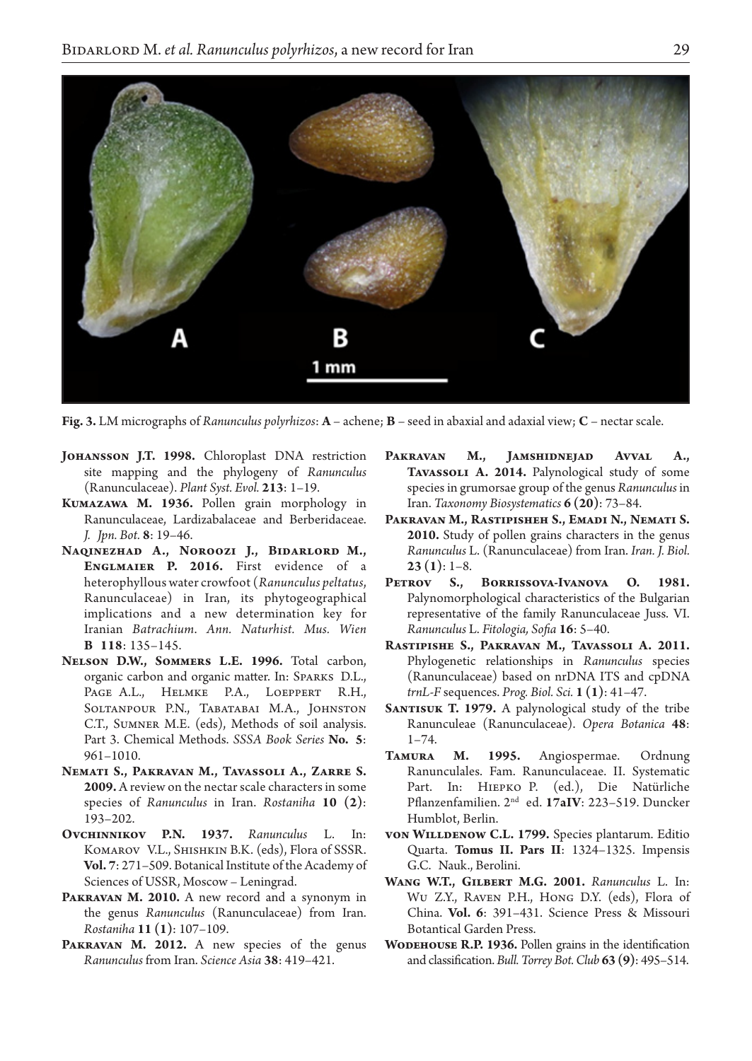**Fig. 3.** LM micrographs of *Ranunculus polyrhizos*: **A** – achene; **B** – seed in abaxial and adaxial view; **C** – nectar scale.

**Johansson J.T. 1998.** Chloroplast DNA restriction site mapping and the phylogeny of *Ranunculus* (Ranunculaceae). *Plant Syst. Evol.* **213**: 1–19.

**Kumazawa M. 1936.** Pollen grain morphology in Ranunculaceae, Lardizabalaceae and Berberidaceae. *J. Jpn. Bot.* **8**: 19–46.

**Naqinezhad A., Noroozi J., Bidarlord M., Englmaier P. 2016.** First evidence of a heterophyllous water crowfoot (*Ranunculus peltatus*, Ranunculaceae) in Iran, its phytogeographical implications and a new determination key for Iranian *Batrachium*. *Ann. Naturhist. Mus. Wien* **B 118**: 135–145.

**Nelson D.W., Sommers L.E. 1996.** Total carbon, organic carbon and organic matter. In: Sparks D.L., Page A.L., Helmke P.A., Loeppert R.H., Soltanpour P.N., Tabatabai M.A., Johnston C.T., Sumner M.E. (eds), Methods of soil analysis. Part 3. Chemical Methods. *SSSA Book Series* **No. 5**: 961–1010.

**Nemati S., Pakravan M., Tavassoli A., Zarre S. 2009.** A review on the nectar scale characters in some species of *Ranunculus* in Iran. *Rostaniha* **10 (2)**: 193–202.

**Ovchinnikov P.N. 1937.** *Ranunculus* L. In: Komarov V.L., Shishkin B.K. (eds), Flora of SSSR. **Vol. 7**: 271–509. Botanical Institute of the Academy of Sciences of USSR, Moscow – Leningrad.

**Pakravan M. 2010.** A new record and a synonym in the genus *Ranunculus* (Ranunculaceae) from Iran. *Rostaniha* **11 (1)**: 107–109.

**Pakravan M. 2012.** A new species of the genus *Ranunculus* from Iran. *Science Asia* **38**: 419–421.

**Pakravan M., Jamshidnejad Avval A., Tavassoli A. 2014.** Palynological study of some species in grumorsae group of the genus *Ranunculus* in Iran. *Taxonomy Biosystematics* **6 (20)**: 73–84.

**Pakravan M., Rastipisheh S., Emadi N., Nemati S. 2010.** Study of pollen grains characters in the genus *Ranunculus* L. (Ranunculaceae) from Iran. *Iran. J. Biol.* **23 (1)**: 1–8.

**Petrov S., Borrissova-Ivanova O. 1981.** Palynomorphological characteristics of the Bulgarian representative of the family Ranunculaceae Juss. VI. *Ranunculus* L. *Fitologia, Sofia* **16**: 5–40.

**Rastipishe S., Pakravan M., Tavassoli A. 2011.** Phylogenetic relationships in *Ranunculus* species (Ranunculaceae) based on nrDNA ITS and cpDNA *trnL-F* sequences. *Prog. Biol. Sci.* **1 (1)**: 41–47.

**Santisuk T. 1979.** A palynological study of the tribe Ranunculeae (Ranunculaceae). *Opera Botanica* **48**: 1–74.

**Tamura M. 1995.** Angiospermae. Ordnung Ranunculales. Fam. Ranunculaceae. II. Systematic Part. In: Hiepko P. (ed.), Die Natürliche Pflanzenfamilien. 2nd ed. **17aIV**: 223–519. Duncker Humblot, Berlin.

**von Willdenow C.L. 1799.** Species plantarum. Editio Quarta. **Tomus II. Pars II**: 1324–1325. Impensis G.C. Nauk., Berolini.

**Wang W.T., Gilbert M.G. 2001.** *Ranunculus* L. In: Wu Z.Y., Raven P.H., Hong D.Y. (eds), Flora of China. **Vol. 6**: 391–431. Science Press & Missouri Botantical Garden Press.

**Wodehouse R.P. 1936.** Pollen grains in the identification and classification. *Bull. Torrey Bot. Club* **63 (9)**: 495–514.